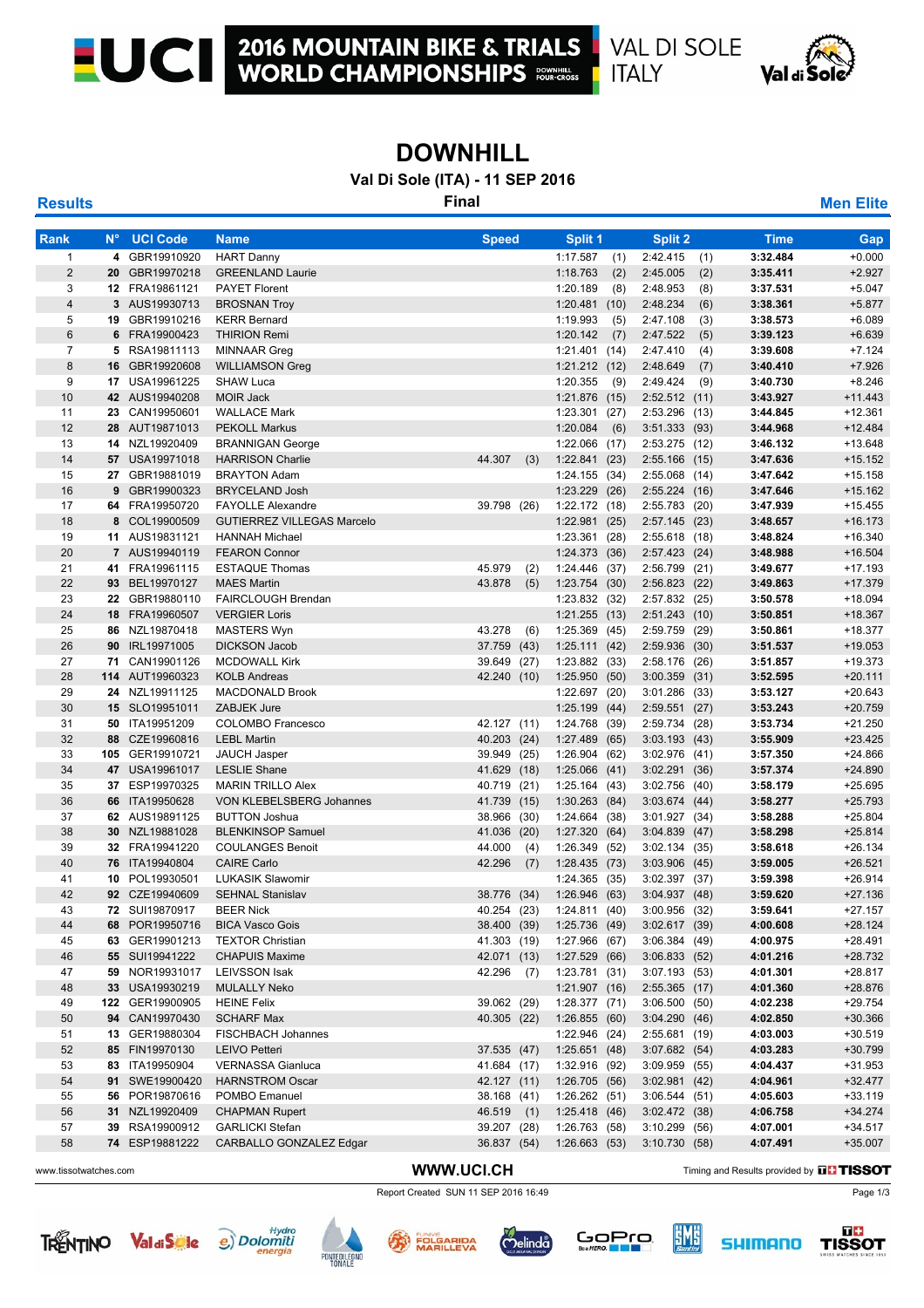# 2016 MOUNTAIN BIKE & TRIALS WORLD CHAMPIONSHIPS

VAL DI SOLE ITALY

# DOWNHILL

**Val Di Sole (ITA) - 11 SEP 2016**

**Results** — **Final** — **Men Elite**

| Rank | N° | UCI Code | Name | Speed | | Split 1 | | Split 2 | | Time | Gap |
|---|---|---|---|---|---|---|---|---|---|---|---|
| 1 | 4 | GBR19910920 | HART Danny | | | 1:17.587 | (1) | 2:42.415 | (1) | 3:32.484 | +0.000 |
| 2 | 20 | GBR19970218 | GREENLAND Laurie | | | 1:18.763 | (2) | 2:45.005 | (2) | 3:35.411 | +2.927 |
| 3 | 12 | FRA19861121 | PAYET Florent | | | 1:20.189 | (8) | 2:48.953 | (8) | 3:37.531 | +5.047 |
| 4 | 3 | AUS19930713 | BROSNAN Troy | | | 1:20.481 | (10) | 2:48.234 | (6) | 3:38.361 | +5.877 |
| 5 | 19 | GBR19910216 | KERR Bernard | | | 1:19.993 | (5) | 2:47.108 | (3) | 3:38.573 | +6.089 |
| 6 | 6 | FRA19900423 | THIRION Remi | | | 1:20.142 | (7) | 2:47.522 | (5) | 3:39.123 | +6.639 |
| 7 | 5 | RSA19811113 | MINNAAR Greg | | | 1:21.401 | (14) | 2:47.410 | (4) | 3:39.608 | +7.124 |
| 8 | 16 | GBR19920608 | WILLIAMSON Greg | | | 1:21.212 | (12) | 2:48.649 | (7) | 3:40.410 | +7.926 |
| 9 | 17 | USA19961225 | SHAW Luca | | | 1:20.355 | (9) | 2:49.424 | (9) | 3:40.730 | +8.246 |
| 10 | 42 | AUS19940208 | MOIR Jack | | | 1:21.876 | (15) | 2:52.512 | (11) | 3:43.927 | +11.443 |
| 11 | 23 | CAN19950601 | WALLACE Mark | | | 1:23.301 | (27) | 2:53.296 | (13) | 3:44.845 | +12.361 |
| 12 | 28 | AUT19871013 | PEKOLL Markus | | | 1:20.084 | (6) | 3:51.333 | (93) | 3:44.968 | +12.484 |
| 13 | 14 | NZL19920409 | BRANNIGAN George | | | 1:22.066 | (17) | 2:53.275 | (12) | 3:46.132 | +13.648 |
| 14 | 57 | USA19971018 | HARRISON Charlie | 44.307 | (3) | 1:22.841 | (23) | 2:55.166 | (15) | 3:47.636 | +15.152 |
| 15 | 27 | GBR19881019 | BRAYTON Adam | | | 1:24.155 | (34) | 2:55.068 | (14) | 3:47.642 | +15.158 |
| 16 | 9 | GBR19900323 | BRYCELAND Josh | | | 1:23.229 | (26) | 2:55.224 | (16) | 3:47.646 | +15.162 |
| 17 | 64 | FRA19950720 | FAYOLLE Alexandre | 39.798 | (26) | 1:22.172 | (18) | 2:55.783 | (20) | 3:47.939 | +15.455 |
| 18 | 8 | COL19900509 | GUTIERREZ VILLEGAS Marcelo | | | 1:22.981 | (25) | 2:57.145 | (23) | 3:48.657 | +16.173 |
| 19 | 11 | AUS19831121 | HANNAH Michael | | | 1:23.361 | (28) | 2:55.618 | (18) | 3:48.824 | +16.340 |
| 20 | 7 | AUS19940119 | FEARON Connor | | | 1:24.373 | (36) | 2:57.423 | (24) | 3:48.988 | +16.504 |
| 21 | 41 | FRA19961115 | ESTAQUE Thomas | 45.979 | (2) | 1:24.446 | (37) | 2:56.799 | (21) | 3:49.677 | +17.193 |
| 22 | 93 | BEL19970127 | MAES Martin | 43.878 | (5) | 1:23.754 | (30) | 2:56.823 | (22) | 3:49.863 | +17.379 |
| 23 | 22 | GBR19880110 | FAIRCLOUGH Brendan | | | 1:23.832 | (32) | 2:57.832 | (25) | 3:50.578 | +18.094 |
| 24 | 18 | FRA19960507 | VERGIER Loris | | | 1:21.255 | (13) | 2:51.243 | (10) | 3:50.851 | +18.367 |
| 25 | 86 | NZL19870418 | MASTERS Wyn | 43.278 | (6) | 1:25.369 | (45) | 2:59.759 | (29) | 3:50.861 | +18.377 |
| 26 | 90 | IRL19971005 | DICKSON Jacob | 37.759 | (43) | 1:25.111 | (42) | 2:59.936 | (30) | 3:51.537 | +19.053 |
| 27 | 71 | CAN19901126 | MCDOWALL Kirk | 39.649 | (27) | 1:23.882 | (33) | 2:58.176 | (26) | 3:51.857 | +19.373 |
| 28 | 114 | AUT19960323 | KOLB Andreas | 42.240 | (10) | 1:25.950 | (50) | 3:00.359 | (31) | 3:52.595 | +20.111 |
| 29 | 24 | NZL19911125 | MACDONALD Brook | | | 1:22.697 | (20) | 3:01.286 | (33) | 3:53.127 | +20.643 |
| 30 | 15 | SLO19951011 | ZABJEK Jure | | | 1:25.199 | (44) | 2:59.551 | (27) | 3:53.243 | +20.759 |
| 31 | 50 | ITA19951209 | COLOMBO Francesco | 42.127 | (11) | 1:24.768 | (39) | 2:59.734 | (28) | 3:53.734 | +21.250 |
| 32 | 88 | CZE19960816 | LEBL Martin | 40.203 | (24) | 1:27.489 | (65) | 3:03.193 | (43) | 3:55.909 | +23.425 |
| 33 | 105 | GER19910721 | JAUCH Jasper | 39.949 | (25) | 1:26.904 | (62) | 3:02.976 | (41) | 3:57.350 | +24.866 |
| 34 | 47 | USA19961017 | LESLIE Shane | 41.629 | (18) | 1:25.066 | (41) | 3:02.291 | (36) | 3:57.374 | +24.890 |
| 35 | 37 | ESP19970325 | MARIN TRILLO Alex | 40.719 | (21) | 1:25.164 | (43) | 3:02.756 | (40) | 3:58.179 | +25.695 |
| 36 | 66 | ITA19950628 | VON KLEBELSBERG Johannes | 41.739 | (15) | 1:30.263 | (84) | 3:03.674 | (44) | 3:58.277 | +25.793 |
| 37 | 62 | AUS19891125 | BUTTON Joshua | 38.966 | (30) | 1:24.664 | (38) | 3:01.927 | (34) | 3:58.288 | +25.804 |
| 38 | 30 | NZL19881028 | BLENKINSOP Samuel | 41.036 | (20) | 1:27.320 | (64) | 3:04.839 | (47) | 3:58.298 | +25.814 |
| 39 | 32 | FRA19941220 | COULANGES Benoit | 44.000 | (4) | 1:26.349 | (52) | 3:02.134 | (35) | 3:58.618 | +26.134 |
| 40 | 76 | ITA19940804 | CAIRE Carlo | 42.296 | (7) | 1:28.435 | (73) | 3:03.906 | (45) | 3:59.005 | +26.521 |
| 41 | 10 | POL19930501 | LUKASIK Slawomir | | | 1:24.365 | (35) | 3:02.397 | (37) | 3:59.398 | +26.914 |
| 42 | 92 | CZE19940609 | SEHNAL Stanislav | 38.776 | (34) | 1:26.946 | (63) | 3:04.937 | (48) | 3:59.620 | +27.136 |
| 43 | 72 | SUI19870917 | BEER Nick | 40.254 | (23) | 1:24.811 | (40) | 3:00.956 | (32) | 3:59.641 | +27.157 |
| 44 | 68 | POR19950716 | BICA Vasco Gois | 38.400 | (39) | 1:25.736 | (49) | 3:02.617 | (39) | 4:00.608 | +28.124 |
| 45 | 63 | GER19901213 | TEXTOR Christian | 41.303 | (19) | 1:27.966 | (67) | 3:06.384 | (49) | 4:00.975 | +28.491 |
| 46 | 55 | SUI19941222 | CHAPUIS Maxime | 42.071 | (13) | 1:27.529 | (66) | 3:06.833 | (52) | 4:01.216 | +28.732 |
| 47 | 59 | NOR19931017 | LEIVSSON Isak | 42.296 | (7) | 1:23.781 | (31) | 3:07.193 | (53) | 4:01.301 | +28.817 |
| 48 | 33 | USA19930219 | MULALLY Neko | | | 1:21.907 | (16) | 2:55.365 | (17) | 4:01.360 | +28.876 |
| 49 | 122 | GER19900905 | HEINE Felix | 39.062 | (29) | 1:28.377 | (71) | 3:06.500 | (50) | 4:02.238 | +29.754 |
| 50 | 94 | CAN19970430 | SCHARF Max | 40.305 | (22) | 1:26.855 | (60) | 3:04.290 | (46) | 4:02.850 | +30.366 |
| 51 | 13 | GER19880304 | FISCHBACH Johannes | | | 1:22.946 | (24) | 2:55.681 | (19) | 4:03.003 | +30.519 |
| 52 | 85 | FIN19970130 | LEIVO Petteri | 37.535 | (47) | 1:25.651 | (48) | 3:07.682 | (54) | 4:03.283 | +30.799 |
| 53 | 83 | ITA19950904 | VERNASSA Gianluca | 41.684 | (17) | 1:32.916 | (92) | 3:09.959 | (55) | 4:04.437 | +31.953 |
| 54 | 91 | SWE19900420 | HARNSTROM Oscar | 42.127 | (11) | 1:26.705 | (56) | 3:02.981 | (42) | 4:04.961 | +32.477 |
| 55 | 56 | POR19870616 | POMBO Emanuel | 38.168 | (41) | 1:26.262 | (51) | 3:06.544 | (51) | 4:05.603 | +33.119 |
| 56 | 31 | NZL19920409 | CHAPMAN Rupert | 46.519 | (1) | 1:25.418 | (46) | 3:02.472 | (38) | 4:06.758 | +34.274 |
| 57 | 39 | RSA19900912 | GARLICKI Stefan | 39.207 | (28) | 1:26.763 | (58) | 3:10.299 | (56) | 4:07.001 | +34.517 |
| 58 | 74 | ESP19881222 | CARBALLO GONZALEZ Edgar | 36.837 | (54) | 1:26.663 | (53) | 3:10.730 | (58) | 4:07.491 | +35.007 |

www.tissotwatches.com — WWW.UCI.CH — Timing and Results provided by TISSOT

Report Created SUN 11 SEP 2016 16:49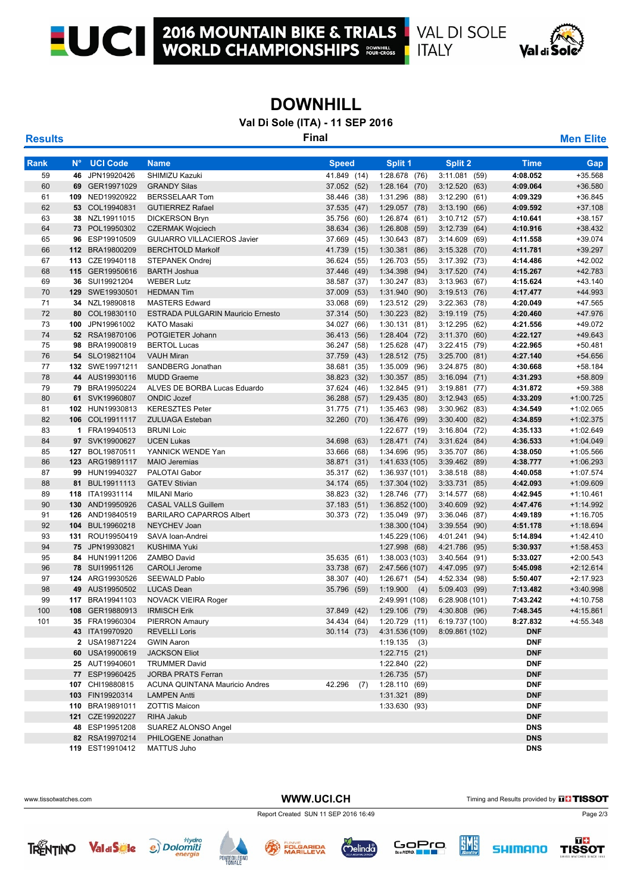# DOWNHILL

**Val Di Sole (ITA) - 11 SEP 2016**

**Results** | **Final** | **Men Elite**

| Rank | N° | UCI Code | Name | Speed | Split 1 | Split 2 | Time | Gap |
|---|---|---|---|---|---|---|---|---|
| 59 | **46** | JPN19920426 | SHIMIZU Kazuki | 41.849 (14) | 1:28.678 (76) | 3:11.081 (59) | **4:08.052** | +35.568 |
| 60 | **69** | GER19971029 | GRANDY Silas | 37.052 (52) | 1:28.164 (70) | 3:12.520 (63) | **4:09.064** | +36.580 |
| 61 | **109** | NED19920922 | BERSSELAAR Tom | 38.446 (38) | 1:31.296 (88) | 3:12.290 (61) | **4:09.329** | +36.845 |
| 62 | **53** | COL19940831 | GUTIERREZ Rafael | 37.535 (47) | 1:29.057 (78) | 3:13.190 (66) | **4:09.592** | +37.108 |
| 63 | **38** | NZL19911015 | DICKERSON Bryn | 35.756 (60) | 1:26.874 (61) | 3:10.712 (57) | **4:10.641** | +38.157 |
| 64 | **73** | POL19950302 | CZERMAK Wojciech | 38.634 (36) | 1:26.808 (59) | 3:12.739 (64) | **4:10.916** | +38.432 |
| 65 | **96** | ESP19910509 | GUIJARRO VILLACIEROS Javier | 37.669 (45) | 1:30.643 (87) | 3:14.609 (69) | **4:11.558** | +39.074 |
| 66 | **112** | BRA19800209 | BERCHTOLD Markolf | 41.739 (15) | 1:30.381 (86) | 3:15.328 (70) | **4:11.781** | +39.297 |
| 67 | **113** | CZE19940118 | STEPANEK Ondrej | 36.624 (55) | 1:26.703 (55) | 3:17.392 (73) | **4:14.486** | +42.002 |
| 68 | **115** | GER19950616 | BARTH Joshua | 37.446 (49) | 1:34.398 (94) | 3:17.520 (74) | **4:15.267** | +42.783 |
| 69 | **36** | SUI19921204 | WEBER Lutz | 38.587 (37) | 1:30.247 (83) | 3:13.963 (67) | **4:15.624** | +43.140 |
| 70 | **129** | SWE19930501 | HEDMAN Tim | 37.009 (53) | 1:31.940 (90) | 3:19.513 (76) | **4:17.477** | +44.993 |
| 71 | **34** | NZL19890818 | MASTERS Edward | 33.068 (69) | 1:23.512 (29) | 3:22.363 (78) | **4:20.049** | +47.565 |
| 72 | **80** | COL19830110 | ESTRADA PULGARIN Mauricio Ernesto | 37.314 (50) | 1:30.223 (82) | 3:19.119 (75) | **4:20.460** | +47.976 |
| 73 | **100** | JPN19961002 | KATO Masaki | 34.027 (66) | 1:30.131 (81) | 3:12.295 (62) | **4:21.556** | +49.072 |
| 74 | **52** | RSA19870106 | POTGIETER Johann | 36.413 (56) | 1:28.404 (72) | 3:11.370 (60) | **4:22.127** | +49.643 |
| 75 | **98** | BRA19900819 | BERTOL Lucas | 36.247 (58) | 1:25.628 (47) | 3:22.415 (79) | **4:22.965** | +50.481 |
| 76 | **54** | SLO19821104 | VAUH Miran | 37.759 (43) | 1:28.512 (75) | 3:25.700 (81) | **4:27.140** | +54.656 |
| 77 | **132** | SWE19971211 | SANDBERG Jonathan | 38.681 (35) | 1:35.009 (96) | 3:24.875 (80) | **4:30.668** | +58.184 |
| 78 | **44** | AUS19930116 | MUDD Graeme | 38.823 (32) | 1:30.357 (85) | 3:16.094 (71) | **4:31.293** | +58.809 |
| 79 | **79** | BRA19950224 | ALVES DE BORBA Lucas Eduardo | 37.624 (46) | 1:32.845 (91) | 3:19.881 (77) | **4:31.872** | +59.388 |
| 80 | **61** | SVK19960807 | ONDIC Jozef | 36.288 (57) | 1:29.435 (80) | 3:12.943 (65) | **4:33.209** | +1:00.725 |
| 81 | **102** | HUN19930813 | KERESZTES Peter | 31.775 (71) | 1:35.463 (98) | 3:30.962 (83) | **4:34.549** | +1:02.065 |
| 82 | **106** | COL19911117 | ZULUAGA Esteban | 32.260 (70) | 1:36.476 (99) | 3:30.400 (82) | **4:34.859** | +1:02.375 |
| 83 | **1** | FRA19940513 | BRUNI Loic | | 1:22.677 (19) | 3:16.804 (72) | **4:35.133** | +1:02.649 |
| 84 | **97** | SVK19900627 | UCEN Lukas | 34.698 (63) | 1:28.471 (74) | 3:31.624 (84) | **4:36.533** | +1:04.049 |
| 85 | **127** | BOL19870511 | YANNICK WENDE Yan | 33.666 (68) | 1:34.696 (95) | 3:35.707 (86) | **4:38.050** | +1:05.566 |
| 86 | **123** | ARG19891117 | MAIO Jeremias | 38.871 (31) | 1:41.633 (105) | 3:39.462 (89) | **4:38.777** | +1:06.293 |
| 87 | **99** | HUN19940327 | PALOTAI Gabor | 35.317 (62) | 1:36.937 (101) | 3:38.518 (88) | **4:40.058** | +1:07.574 |
| 88 | **81** | BUL19911113 | GATEV Stivian | 34.174 (65) | 1:37.304 (102) | 3:33.731 (85) | **4:42.093** | +1:09.609 |
| 89 | **118** | ITA19931114 | MILANI Mario | 38.823 (32) | 1:28.746 (77) | 3:14.577 (68) | **4:42.945** | +1:10.461 |
| 90 | **130** | AND19950926 | CASAL VALLS Guillem | 37.183 (51) | 1:36.852 (100) | 3:40.609 (92) | **4:47.476** | +1:14.992 |
| 91 | **126** | AND19840519 | BARILARO CAPARROS Albert | 30.373 (72) | 1:35.049 (97) | 3:36.046 (87) | **4:49.189** | +1:16.705 |
| 92 | **104** | BUL19960218 | NEYCHEV Joan | | 1:38.300 (104) | 3:39.554 (90) | **4:51.178** | +1:18.694 |
| 93 | **131** | ROU19950419 | SAVA Ioan-Andrei | | 1:45.229 (106) | 4:01.241 (94) | **5:14.894** | +1:42.410 |
| 94 | **75** | JPN19930821 | KUSHIMA Yuki | | 1:27.998 (68) | 4:21.786 (95) | **5:30.937** | +1:58.453 |
| 95 | **84** | HUN19911206 | ZAMBO David | 35.635 (61) | 1:38.003 (103) | 3:40.564 (91) | **5:33.027** | +2:00.543 |
| 96 | **78** | SUI19951126 | CAROLI Jerome | 33.738 (67) | 2:47.566 (107) | 4:47.095 (97) | **5:45.098** | +2:12.614 |
| 97 | **124** | ARG19930526 | SEEWALD Pablo | 38.307 (40) | 1:26.671 (54) | 4:52.334 (98) | **5:50.407** | +2:17.923 |
| 98 | **49** | AUS19950502 | LUCAS Dean | 35.796 (59) | 1:19.900 (4) | 5:09.403 (99) | **7:13.482** | +3:40.998 |
| 99 | **117** | BRA19941103 | NOVACK VIEIRA Roger | | 2:49.991 (108) | 6:28.908 (101) | **7:43.242** | +4:10.758 |
| 100 | **108** | GER19880913 | IRMISCH Erik | 37.849 (42) | 1:29.106 (79) | 4:30.808 (96) | **7:48.345** | +4:15.861 |
| 101 | **35** | FRA19960304 | PIERRON Amaury | 34.434 (64) | 1:20.729 (11) | 6:19.737 (100) | **8:27.832** | +4:55.348 |
| | **43** | ITA19970920 | REVELLI Loris | 30.114 (73) | 4:31.536 (109) | 8:09.861 (102) | **DNF** | |
| | **2** | USA19871224 | GWIN Aaron | | 1:19.135 (3) | | **DNF** | |
| | **60** | USA19900619 | JACKSON Eliot | | 1:22.715 (21) | | **DNF** | |
| | **25** | AUT19940601 | TRUMMER David | | 1:22.840 (22) | | **DNF** | |
| | **77** | ESP19960425 | JORBA PRATS Ferran | | 1:26.735 (57) | | **DNF** | |
| | **107** | CHI19880815 | ACUNA QUINTANA Mauricio Andres | 42.296 (7) | 1:28.110 (69) | | **DNF** | |
| | **103** | FIN19920314 | LAMPEN Antti | | 1:31.321 (89) | | **DNF** | |
| | **110** | BRA19891011 | ZOTTIS Maicon | | 1:33.630 (93) | | **DNF** | |
| | **121** | CZE19920227 | RIHA Jakub | | | | **DNF** | |
| | **48** | ESP19951208 | SUAREZ ALONSO Angel | | | | **DNS** | |
| | **82** | RSA19970214 | PHILOGENE Jonathan | | | | **DNS** | |
| | **119** | EST19910412 | MATTUS Juho | | | | **DNS** | |

www.tissotwatches.com | **WWW.UCI.CH** | Timing and Results provided by TISSOT

Report Created SUN 11 SEP 2016 16:49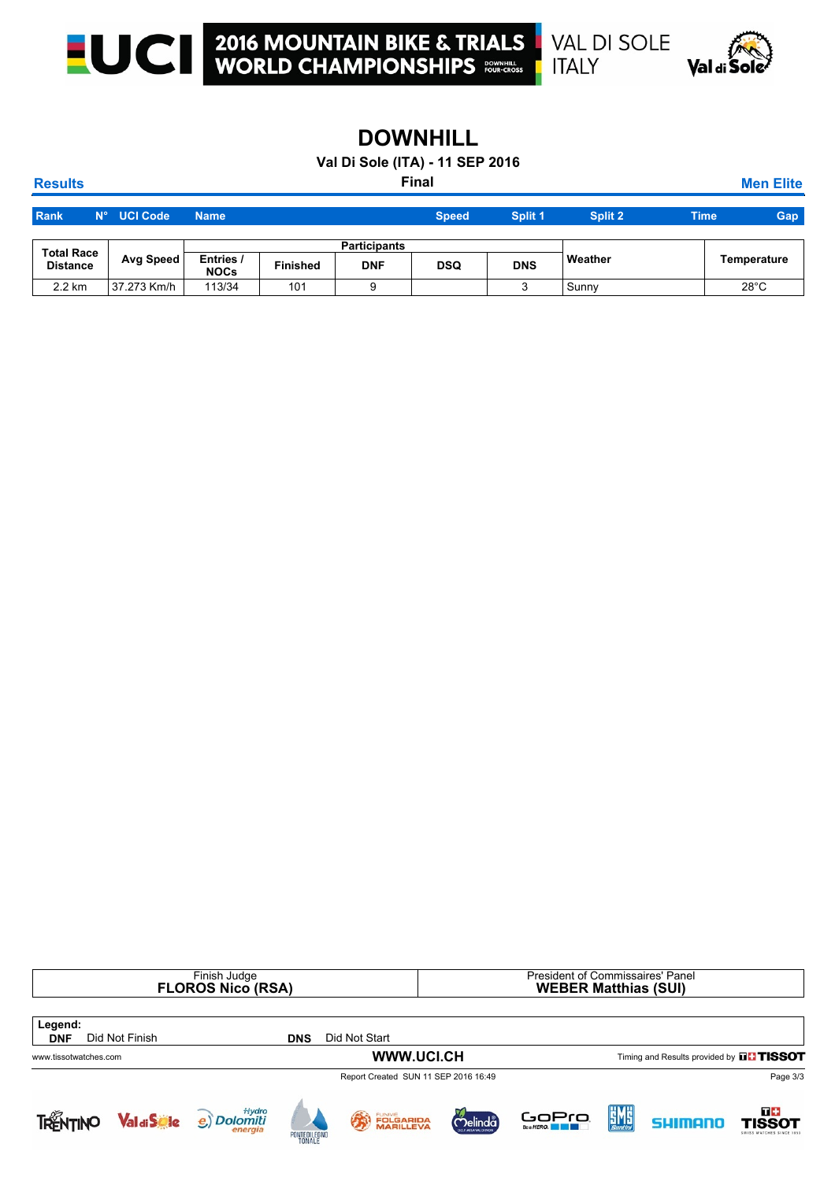# DOWNHILL

**Val Di Sole (ITA) - 11 SEP 2016**

**Results** | **Final** | **Men Elite**

| Rank | N° | UCI Code | Name | Speed | Split 1 | Split 2 | Time | Gap |
|---|---|---|---|---|---|---|---|---|

| Total Race Distance | Avg Speed | Participants | | | | | Weather | Temperature |
|---|---|---|---|---|---|---|---|---|
| | | Entries / NOCs | Finished | DNF | DSQ | DNS | | |
| 2.2 km | 37.273 Km/h | 113/34 | 101 | 9 | | 3 | Sunny | 28°C |

| Finish Judge | President of Commissaires' Panel |
|---|---|
| **FLOROS Nico (RSA)** | **WEBER Matthias (SUI)** |

**Legend:**
**DNF** Did Not Finish **DNS** Did Not Start

www.tissotwatches.com **WWW.UCI.CH** Timing and Results provided by TISSOT

Report Created SUN 11 SEP 2016 16:49